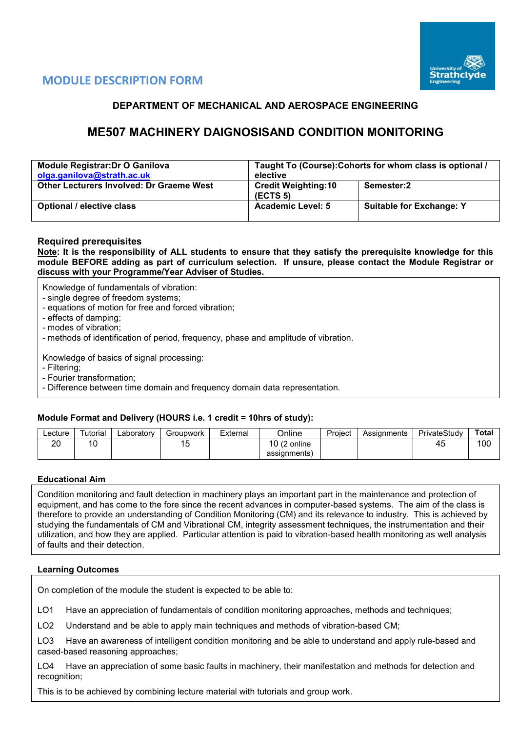# MODULE DESCRIPTION FORM

## DEPARTMENT OF MECHANICAL AND AEROSPACE ENGINEERING

# ME507 MACHINERY DAIGNOSISAND CONDITION MONITORING

| **Module Registrar:Dr O Ganilova** olga.ganilova@strath.ac.uk | **Taught To (Course):Cohorts for whom class is optional / elective** | |
|---|---|---|
| **Other Lecturers Involved: Dr Graeme West** | **Credit Weighting:10 (ECTS 5)** | **Semester:2** |
| **Optional / elective class** | **Academic Level: 5** | **Suitable for Exchange: Y** |

### Required prerequisites

**Note: It is the responsibility of ALL students to ensure that they satisfy the prerequisite knowledge for this module BEFORE adding as part of curriculum selection. If unsure, please contact the Module Registrar or discuss with your Programme/Year Adviser of Studies.**

Knowledge of fundamentals of vibration:
- single degree of freedom systems;
- equations of motion for free and forced vibration;
- effects of damping;
- modes of vibration;
- methods of identification of period, frequency, phase and amplitude of vibration.

Knowledge of basics of signal processing:
- Filtering;
- Fourier transformation;
- Difference between time domain and frequency domain data representation.

**Module Format and Delivery (HOURS i.e. 1 credit = 10hrs of study):**

| Lecture | Tutorial | Laboratory | Groupwork | External | Online | Project | Assignments | PrivateStudy | **Total** |
|---|---|---|---|---|---|---|---|---|---|
| 20 | 10 | | 15 | | 10 (2 online assignments) | | | 45 | 100 |

**Educational Aim**

Condition monitoring and fault detection in machinery plays an important part in the maintenance and protection of equipment, and has come to the fore since the recent advances in computer-based systems. The aim of the class is therefore to provide an understanding of Condition Monitoring (CM) and its relevance to industry. This is achieved by studying the fundamentals of CM and Vibrational CM, integrity assessment techniques, the instrumentation and their utilization, and how they are applied. Particular attention is paid to vibration-based health monitoring as well analysis of faults and their detection.

**Learning Outcomes**

On completion of the module the student is expected to be able to:

LO1 Have an appreciation of fundamentals of condition monitoring approaches, methods and techniques;

LO2 Understand and be able to apply main techniques and methods of vibration-based CM;

LO3 Have an awareness of intelligent condition monitoring and be able to understand and apply rule-based and cased-based reasoning approaches;

LO4 Have an appreciation of some basic faults in machinery, their manifestation and methods for detection and recognition;

This is to be achieved by combining lecture material with tutorials and group work.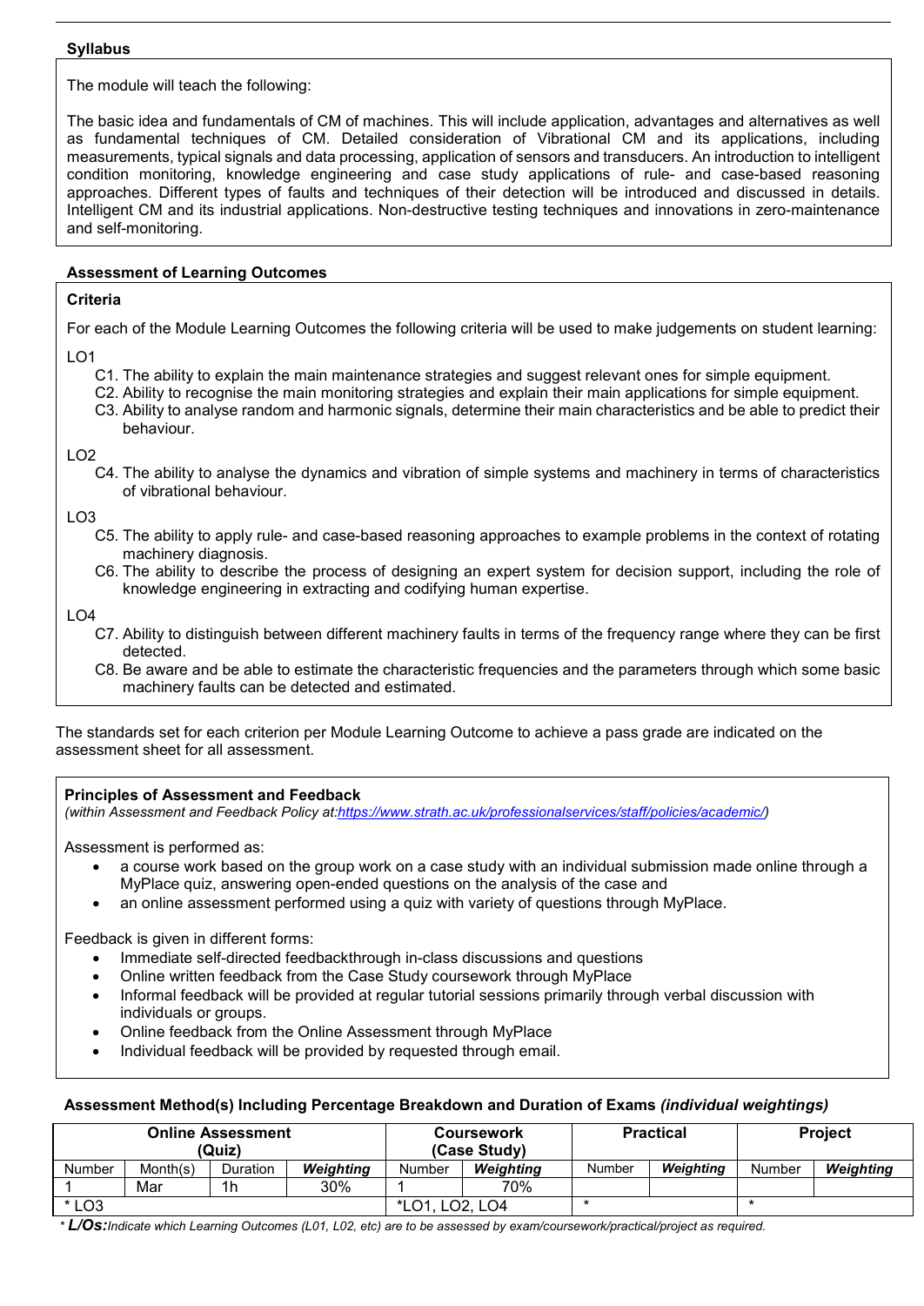### Syllabus

The module will teach the following:

The basic idea and fundamentals of CM of machines. This will include application, advantages and alternatives as well as fundamental techniques of CM. Detailed consideration of Vibrational CM and its applications, including measurements, typical signals and data processing, application of sensors and transducers. An introduction to intelligent condition monitoring, knowledge engineering and case study applications of rule- and case-based reasoning approaches. Different types of faults and techniques of their detection will be introduced and discussed in details. Intelligent CM and its industrial applications. Non-destructive testing techniques and innovations in zero-maintenance and self-monitoring.

### Assessment of Learning Outcomes

**Criteria**

For each of the Module Learning Outcomes the following criteria will be used to make judgements on student learning:

LO1

- C1. The ability to explain the main maintenance strategies and suggest relevant ones for simple equipment.
- C2. Ability to recognise the main monitoring strategies and explain their main applications for simple equipment.
- C3. Ability to analyse random and harmonic signals, determine their main characteristics and be able to predict their behaviour.

LO2

- C4. The ability to analyse the dynamics and vibration of simple systems and machinery in terms of characteristics of vibrational behaviour.

LO3

- C5. The ability to apply rule- and case-based reasoning approaches to example problems in the context of rotating machinery diagnosis.
- C6. The ability to describe the process of designing an expert system for decision support, including the role of knowledge engineering in extracting and codifying human expertise.

LO4

- C7. Ability to distinguish between different machinery faults in terms of the frequency range where they can be first detected.
- C8. Be aware and be able to estimate the characteristic frequencies and the parameters through which some basic machinery faults can be detected and estimated.

The standards set for each criterion per Module Learning Outcome to achieve a pass grade are indicated on the assessment sheet for all assessment.

**Principles of Assessment and Feedback**
*(within Assessment and Feedback Policy at:https://www.strath.ac.uk/professionalservices/staff/policies/academic/)*

Assessment is performed as:

- a course work based on the group work on a case study with an individual submission made online through a MyPlace quiz, answering open-ended questions on the analysis of the case and
- an online assessment performed using a quiz with variety of questions through MyPlace.

Feedback is given in different forms:

- Immediate self-directed feedbackthrough in-class discussions and questions
- Online written feedback from the Case Study coursework through MyPlace
- Informal feedback will be provided at regular tutorial sessions primarily through verbal discussion with individuals or groups.
- Online feedback from the Online Assessment through MyPlace
- Individual feedback will be provided by requested through email.

**Assessment Method(s) Including Percentage Breakdown and Duration of Exams** ***(individual weightings)***

| Online Assessment (Quiz) | | | | Coursework (Case Study) | | Practical | | Project | |
|---|---|---|---|---|---|---|---|---|---|
| Number | Month(s) | Duration | ***Weighting*** | Number | ***Weighting*** | Number | ***Weighting*** | Number | ***Weighting*** |
| 1 | Mar | 1h | 30% | 1 | 70% | | | | |
| * LO3 | | | | *LO1, LO2, LO4 | | * | | * | |

*\* **L/Os:**Indicate which Learning Outcomes (L01, L02, etc) are to be assessed by exam/coursework/practical/project as required.*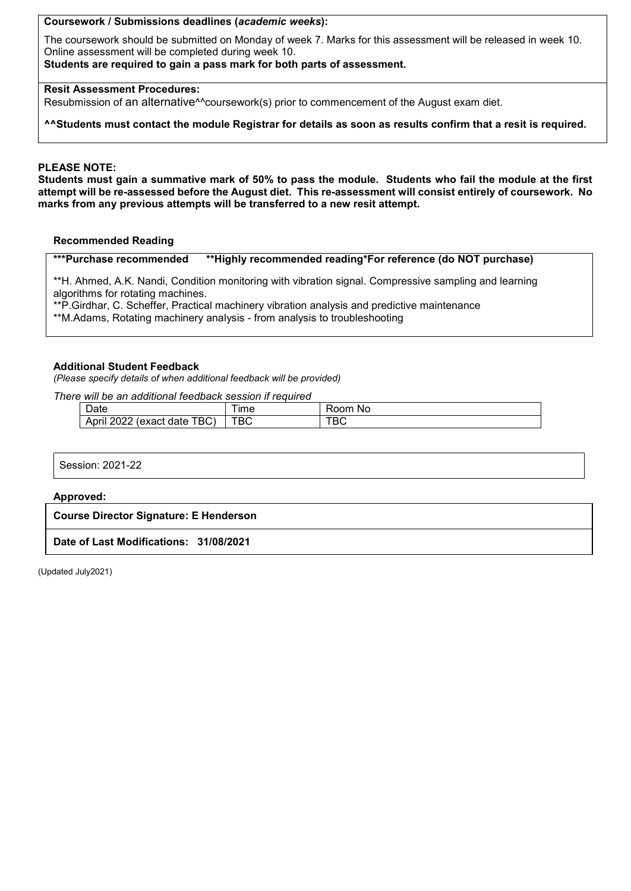**Coursework / Submissions deadlines (*academic weeks*):**

The coursework should be submitted on Monday of week 7. Marks for this assessment will be released in week 10. Online assessment will be completed during week 10.

**Students are required to gain a pass mark for both parts of assessment.**

**Resit Assessment Procedures:**

Resubmission of an alternative^^coursework(s) prior to commencement of the August exam diet.

**^^Students must contact the module Registrar for details as soon as results confirm that a resit is required.**

**PLEASE NOTE:**

**Students must gain a summative mark of 50% to pass the module. Students who fail the module at the first attempt will be re-assessed before the August diet. This re-assessment will consist entirely of coursework. No marks from any previous attempts will be transferred to a new resit attempt.**

**Recommended Reading**

**\*\*\*Purchase recommended    \*\*Highly recommended reading\*For reference (do NOT purchase)**

**H. Ahmed, A.K. Nandi, Condition monitoring with vibration signal. Compressive sampling and learning algorithms for rotating machines.

**P.Girdhar, C. Scheffer, Practical machinery vibration analysis and predictive maintenance

**M.Adams, Rotating machinery analysis - from analysis to troubleshooting

**Additional Student Feedback**

*(Please specify details of when additional feedback will be provided)*

*There will be an additional feedback session if required*

| Date | Time | Room No |
|---|---|---|
| April 2022 (exact date TBC) | TBC | TBC |

Session: 2021-22

**Approved:**

**Course Director Signature: E Henderson**

**Date of Last Modifications: 31/08/2021**

(Updated July2021)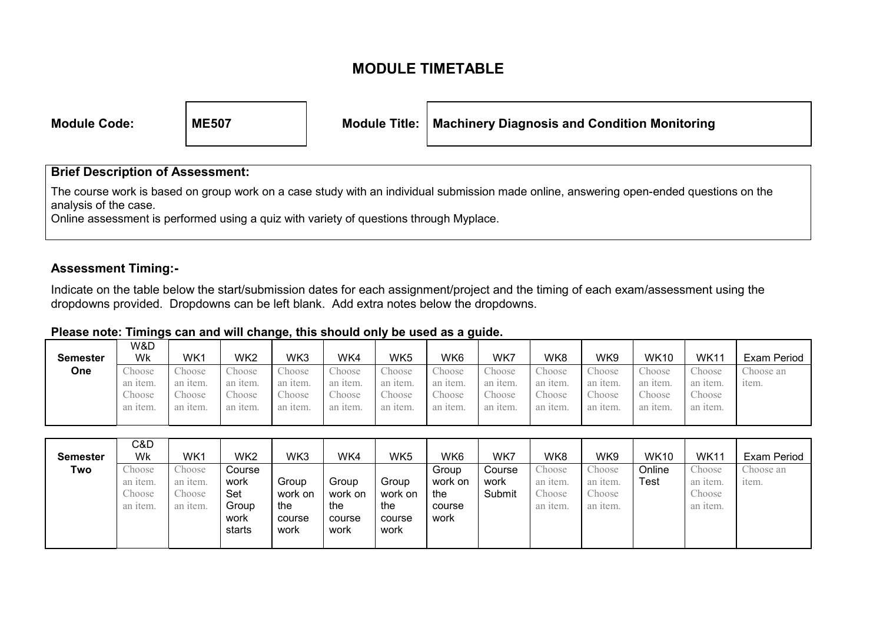# MODULE TIMETABLE

**Module Code:** ME507

**Module Title:** Machinery Diagnosis and Condition Monitoring

**Brief Description of Assessment:**

The course work is based on group work on a case study with an individual submission made online, answering open-ended questions on the analysis of the case.
Online assessment is performed using a quiz with variety of questions through Myplace.

**Assessment Timing:-**

Indicate on the table below the start/submission dates for each assignment/project and the timing of each exam/assessment using the dropdowns provided. Dropdowns can be left blank. Add extra notes below the dropdowns.

**Please note: Timings can and will change, this should only be used as a guide.**

| Semester | W&D Wk | WK1 | WK2 | WK3 | WK4 | WK5 | WK6 | WK7 | WK8 | WK9 | WK10 | WK11 | Exam Period |
|---|---|---|---|---|---|---|---|---|---|---|---|---|---|
| **One** | Choose an item. Choose an item. | Choose an item. Choose an item. | Choose an item. Choose an item. | Choose an item. Choose an item. | Choose an item. Choose an item. | Choose an item. Choose an item. | Choose an item. Choose an item. | Choose an item. Choose an item. | Choose an item. Choose an item. | Choose an item. Choose an item. | Choose an item. Choose an item. | Choose an item. Choose an item. | Choose an item. |

| Semester | C&D Wk | WK1 | WK2 | WK3 | WK4 | WK5 | WK6 | WK7 | WK8 | WK9 | WK10 | WK11 | Exam Period |
|---|---|---|---|---|---|---|---|---|---|---|---|---|---|
| **Two** | Choose an item. Choose an item. | Choose an item. Choose an item. | Course work Set Group work starts | Group work on the course work | Group work on the course work | Group work on the course work | Group work on the course work | Course work Submit | Choose an item. Choose an item. | Choose an item. Choose an item. | Online Test | Choose an item. Choose an item. | Choose an item. |